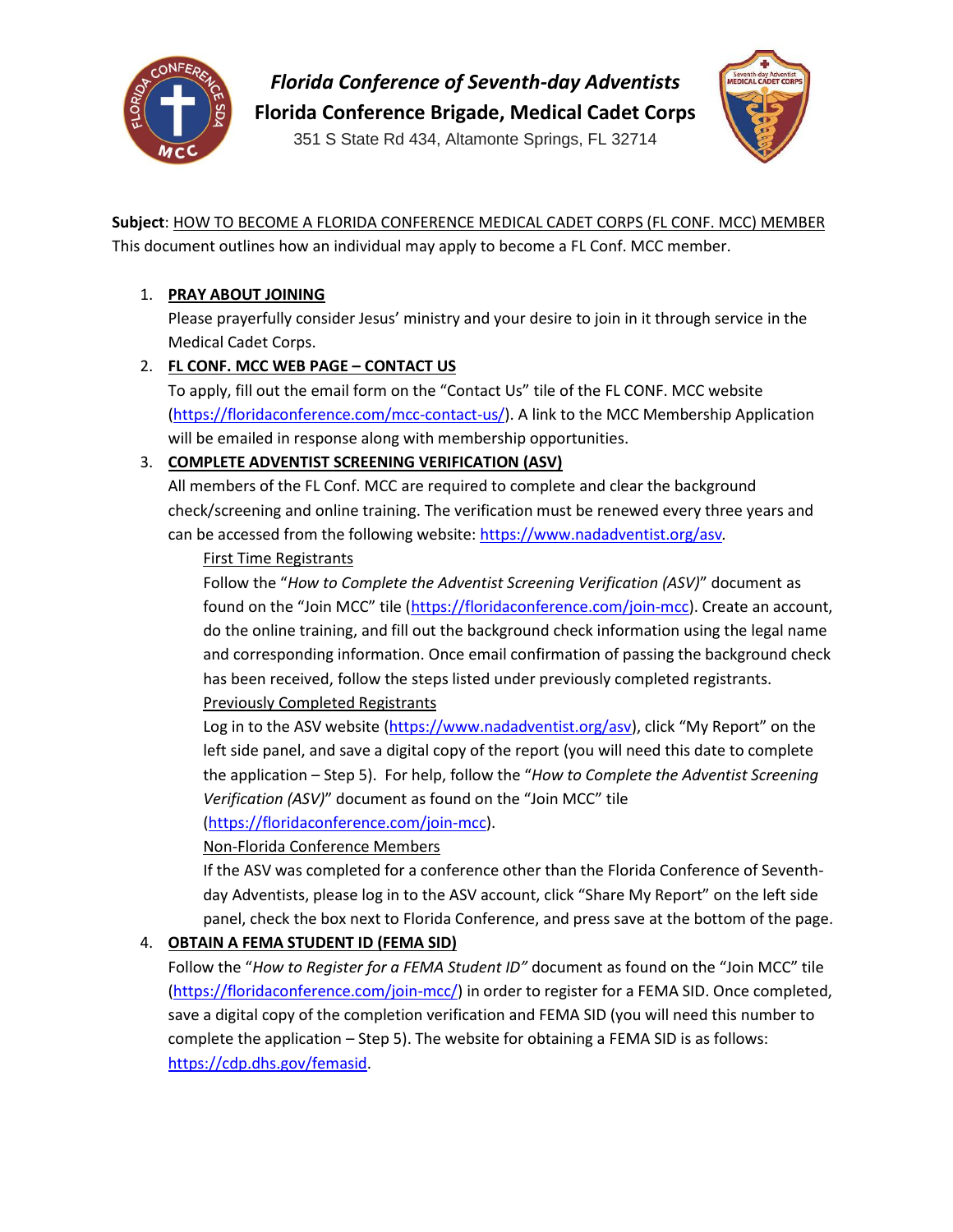# *Florida Conference of Seventh-day Adventists*

## Florida Conference Brigade, Medical Cadet Corps

351 S State Rd 434, Altamonte Springs, FL 32714

**Subject**: HOW TO BECOME A FLORIDA CONFERENCE MEDICAL CADET CORPS (FL CONF. MCC) MEMBER

This document outlines how an individual may apply to become a FL Conf. MCC member.

1. **PRAY ABOUT JOINING**

   Please prayerfully consider Jesus' ministry and your desire to join in it through service in the Medical Cadet Corps.

2. **FL CONF. MCC WEB PAGE – CONTACT US**

   To apply, fill out the email form on the "Contact Us" tile of the FL CONF. MCC website (https://floridaconference.com/mcc-contact-us/). A link to the MCC Membership Application will be emailed in response along with membership opportunities.

3. **COMPLETE ADVENTIST SCREENING VERIFICATION (ASV)**

   All members of the FL Conf. MCC are required to complete and clear the background check/screening and online training. The verification must be renewed every three years and can be accessed from the following website: https://www.nadadventist.org/asv.

   First Time Registrants

   Follow the "*How to Complete the Adventist Screening Verification (ASV)*" document as found on the "Join MCC" tile (https://floridaconference.com/join-mcc). Create an account, do the online training, and fill out the background check information using the legal name and corresponding information. Once email confirmation of passing the background check has been received, follow the steps listed under previously completed registrants.

   Previously Completed Registrants

   Log in to the ASV website (https://www.nadadventist.org/asv), click "My Report" on the left side panel, and save a digital copy of the report (you will need this date to complete the application – Step 5). For help, follow the "*How to Complete the Adventist Screening Verification (ASV)*" document as found on the "Join MCC" tile (https://floridaconference.com/join-mcc).

   Non-Florida Conference Members

   If the ASV was completed for a conference other than the Florida Conference of Seventh-day Adventists, please log in to the ASV account, click "Share My Report" on the left side panel, check the box next to Florida Conference, and press save at the bottom of the page.

4. **OBTAIN A FEMA STUDENT ID (FEMA SID)**

   Follow the "*How to Register for a FEMA Student ID"* document as found on the "Join MCC" tile (https://floridaconference.com/join-mcc/) in order to register for a FEMA SID. Once completed, save a digital copy of the completion verification and FEMA SID (you will need this number to complete the application – Step 5). The website for obtaining a FEMA SID is as follows: https://cdp.dhs.gov/femasid.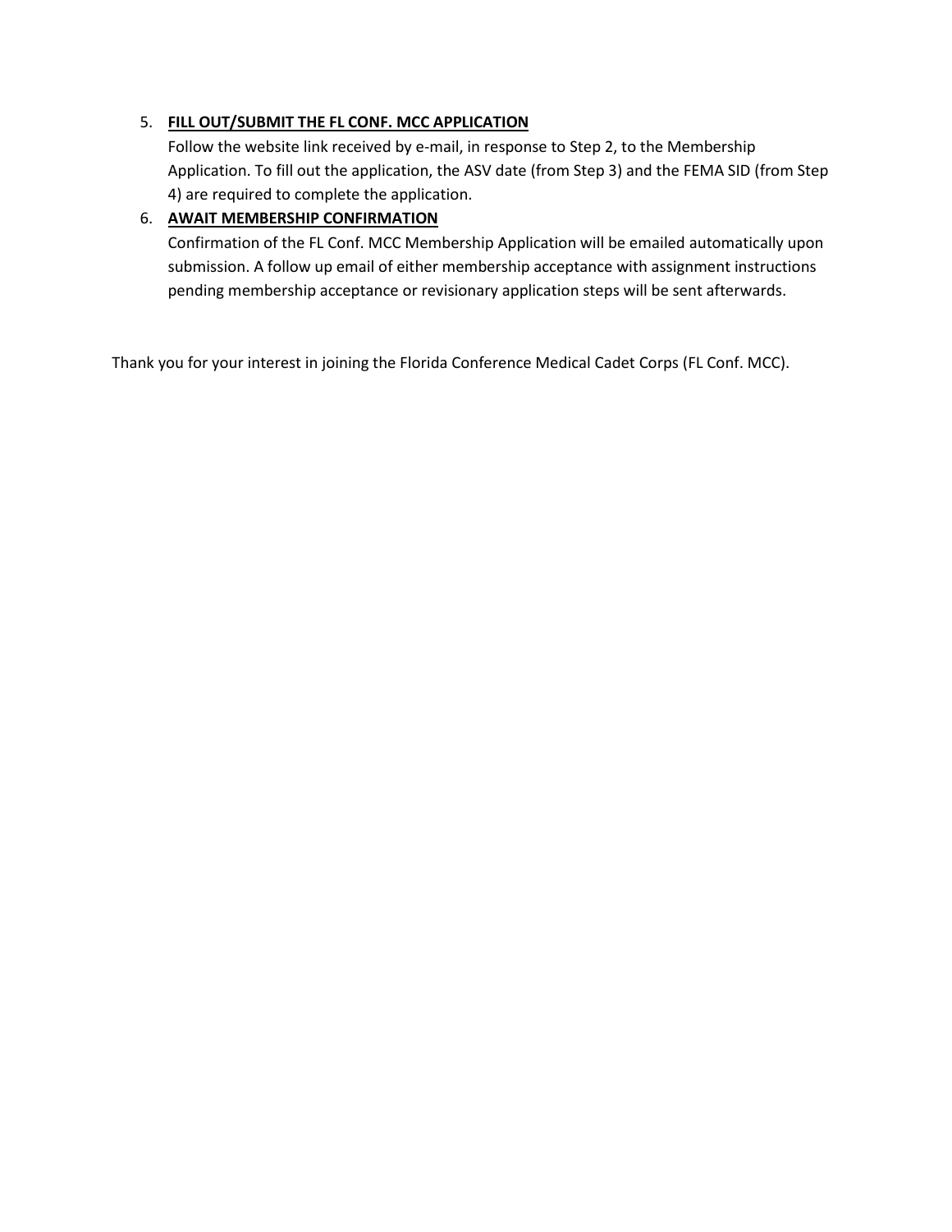5. **FILL OUT/SUBMIT THE FL CONF. MCC APPLICATION**
   Follow the website link received by e-mail, in response to Step 2, to the Membership Application. To fill out the application, the ASV date (from Step 3) and the FEMA SID (from Step 4) are required to complete the application.
6. **AWAIT MEMBERSHIP CONFIRMATION**
   Confirmation of the FL Conf. MCC Membership Application will be emailed automatically upon submission. A follow up email of either membership acceptance with assignment instructions pending membership acceptance or revisionary application steps will be sent afterwards.

Thank you for your interest in joining the Florida Conference Medical Cadet Corps (FL Conf. MCC).